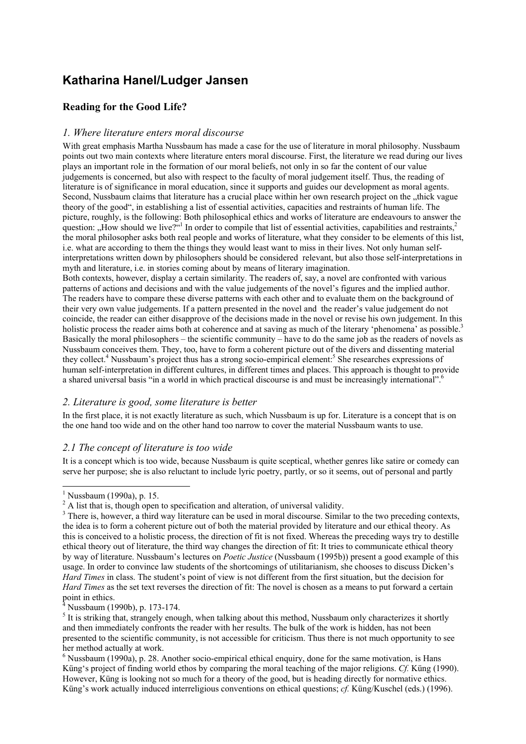# Katharina Hanel/Ludger Jansen

## Reading for the Good Life?

### *1. Where literature enters moral discourse*

With great emphasis Martha Nussbaum has made a case for the use of literature in moral philosophy. Nussbaum points out two main contexts where literature enters moral discourse. First, the literature we read during our lives plays an important role in the formation of our moral beliefs, not only in so far the content of our value judgements is concerned, but also with respect to the faculty of moral judgement itself. Thus, the reading of literature is of significance in moral education, since it supports and guides our development as moral agents. Second, Nussbaum claims that literature has a crucial place within her own research project on the „thick vague theory of the good", in establishing a list of essential activities, capacities and restraints of human life. The picture, roughly, is the following: Both philosophical ethics and works of literature are endeavours to answer the question: „How should we live?"[1] In order to compile that list of essential activities, capabilities and restraints,[2] the moral philosopher asks both real people and works of literature, what they consider to be elements of this list, i.e. what are according to them the things they would least want to miss in their lives. Not only human self-interpretations written down by philosophers should be considered relevant, but also those self-interpretations in myth and literature, i.e. in stories coming about by means of literary imagination.

Both contexts, however, display a certain similarity. The readers of, say, a novel are confronted with various patterns of actions and decisions and with the value judgements of the novel's figures and the implied author. The readers have to compare these diverse patterns with each other and to evaluate them on the background of their very own value judgements. If a pattern presented in the novel and the reader's value judgement do not coincide, the reader can either disapprove of the decisions made in the novel or revise his own judgement. In this holistic process the reader aims both at coherence and at saving as much of the literary 'phenomena' as possible.[3] Basically the moral philosophers – the scientific community – have to do the same job as the readers of novels as Nussbaum conceives them. They, too, have to form a coherent picture out of the divers and dissenting material they collect.[4] Nussbaum's project thus has a strong socio-empirical element:[5] She researches expressions of human self-interpretation in different cultures, in different times and places. This approach is thought to provide a shared universal basis "in a world in which practical discourse is and must be increasingly international".[6]

### *2. Literature is good, some literature is better*

In the first place, it is not exactly literature as such, which Nussbaum is up for. Literature is a concept that is on the one hand too wide and on the other hand too narrow to cover the material Nussbaum wants to use.

### *2.1 The concept of literature is too wide*

It is a concept which is too wide, because Nussbaum is quite sceptical, whether genres like satire or comedy can serve her purpose; she is also reluctant to include lyric poetry, partly, or so it seems, out of personal and partly

---

[1] Nussbaum (1990a), p. 15.

[2] A list that is, though open to specification and alteration, of universal validity.

[3] There is, however, a third way literature can be used in moral discourse. Similar to the two preceding contexts, the idea is to form a coherent picture out of both the material provided by literature and our ethical theory. As this is conceived to a holistic process, the direction of fit is not fixed. Whereas the preceding ways try to destille ethical theory out of literature, the third way changes the direction of fit: It tries to communicate ethical theory by way of literature. Nussbaum's lectures on *Poetic Justice* (Nussbaum (1995b)) present a good example of this usage. In order to convince law students of the shortcomings of utilitarianism, she chooses to discuss Dicken's *Hard Times* in class. The student's point of view is not different from the first situation, but the decision for *Hard Times* as the set text reverses the direction of fit: The novel is chosen as a means to put forward a certain point in ethics.

[4] Nussbaum (1990b), p. 173-174.

[5] It is striking that, strangely enough, when talking about this method, Nussbaum only characterizes it shortly and then immediately confronts the reader with her results. The bulk of the work is hidden, has not been presented to the scientific community, is not accessible for criticism. Thus there is not much opportunity to see her method actually at work.

[6] Nussbaum (1990a), p. 28. Another socio-empirical ethical enquiry, done for the same motivation, is Hans Küng's project of finding world ethos by comparing the moral teaching of the major religions. *Cf.* Küng (1990). However, Küng is looking not so much for a theory of the good, but is heading directly for normative ethics. Küng's work actually induced interreligious conventions on ethical questions; *cf.* Küng/Kuschel (eds.) (1996).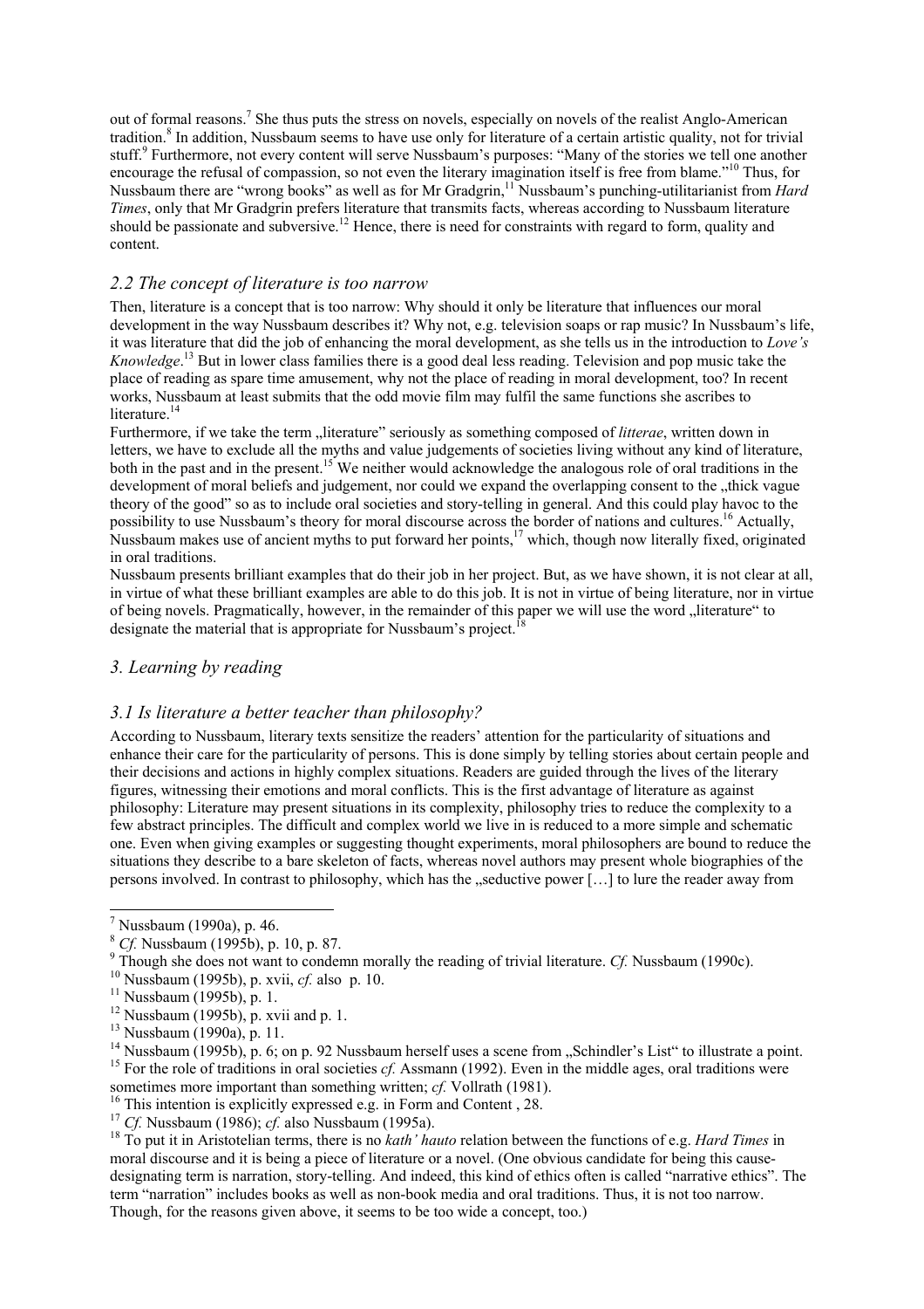out of formal reasons.[7] She thus puts the stress on novels, especially on novels of the realist Anglo-American tradition.[8] In addition, Nussbaum seems to have use only for literature of a certain artistic quality, not for trivial stuff.[9] Furthermore, not every content will serve Nussbaum's purposes: "Many of the stories we tell one another encourage the refusal of compassion, so not even the literary imagination itself is free from blame."[10] Thus, for Nussbaum there are "wrong books" as well as for Mr Gradgrin,[11] Nussbaum's punching-utilitarianist from *Hard Times*, only that Mr Gradgrin prefers literature that transmits facts, whereas according to Nussbaum literature should be passionate and subversive.[12] Hence, there is need for constraints with regard to form, quality and content.

## *2.2 The concept of literature is too narrow*

Then, literature is a concept that is too narrow: Why should it only be literature that influences our moral development in the way Nussbaum describes it? Why not, e.g. television soaps or rap music? In Nussbaum's life, it was literature that did the job of enhancing the moral development, as she tells us in the introduction to *Love's Knowledge*.[13] But in lower class families there is a good deal less reading. Television and pop music take the place of reading as spare time amusement, why not the place of reading in moral development, too? In recent works, Nussbaum at least submits that the odd movie film may fulfil the same functions she ascribes to literature.[14]

Furthermore, if we take the term „literature" seriously as something composed of *litterae*, written down in letters, we have to exclude all the myths and value judgements of societies living without any kind of literature, both in the past and in the present.[15] We neither would acknowledge the analogous role of oral traditions in the development of moral beliefs and judgement, nor could we expand the overlapping consent to the „thick vague theory of the good" so as to include oral societies and story-telling in general. And this could play havoc to the possibility to use Nussbaum's theory for moral discourse across the border of nations and cultures.[16] Actually, Nussbaum makes use of ancient myths to put forward her points,[17] which, though now literally fixed, originated in oral traditions.

Nussbaum presents brilliant examples that do their job in her project. But, as we have shown, it is not clear at all, in virtue of what these brilliant examples are able to do this job. It is not in virtue of being literature, nor in virtue of being novels. Pragmatically, however, in the remainder of this paper we will use the word „literature" to designate the material that is appropriate for Nussbaum's project.[18]

## *3. Learning by reading*

### *3.1 Is literature a better teacher than philosophy?*

According to Nussbaum, literary texts sensitize the readers' attention for the particularity of situations and enhance their care for the particularity of persons. This is done simply by telling stories about certain people and their decisions and actions in highly complex situations. Readers are guided through the lives of the literary figures, witnessing their emotions and moral conflicts. This is the first advantage of literature as against philosophy: Literature may present situations in its complexity, philosophy tries to reduce the complexity to a few abstract principles. The difficult and complex world we live in is reduced to a more simple and schematic one. Even when giving examples or suggesting thought experiments, moral philosophers are bound to reduce the situations they describe to a bare skeleton of facts, whereas novel authors may present whole biographies of the persons involved. In contrast to philosophy, which has the „seductive power […] to lure the reader away from

---

[7] Nussbaum (1990a), p. 46.

[8] *Cf.* Nussbaum (1995b), p. 10, p. 87.

[9] Though she does not want to condemn morally the reading of trivial literature. *Cf.* Nussbaum (1990c).

[10] Nussbaum (1995b), p. xvii, *cf.* also p. 10.

[11] Nussbaum (1995b), p. 1.

[12] Nussbaum (1995b), p. xvii and p. 1.

[13] Nussbaum (1990a), p. 11.

[14] Nussbaum (1995b), p. 6; on p. 92 Nussbaum herself uses a scene from „Schindler's List" to illustrate a point.

[15] For the role of traditions in oral societies *cf.* Assmann (1992). Even in the middle ages, oral traditions were sometimes more important than something written; *cf.* Vollrath (1981).

[16] This intention is explicitly expressed e.g. in Form and Content , 28.

[17] *Cf.* Nussbaum (1986); *cf.* also Nussbaum (1995a).

[18] To put it in Aristotelian terms, there is no *kath' hauto* relation between the functions of e.g. *Hard Times* in moral discourse and it is being a piece of literature or a novel. (One obvious candidate for being this cause-designating term is narration, story-telling. And indeed, this kind of ethics often is called "narrative ethics". The term "narration" includes books as well as non-book media and oral traditions. Thus, it is not too narrow. Though, for the reasons given above, it seems to be too wide a concept, too.)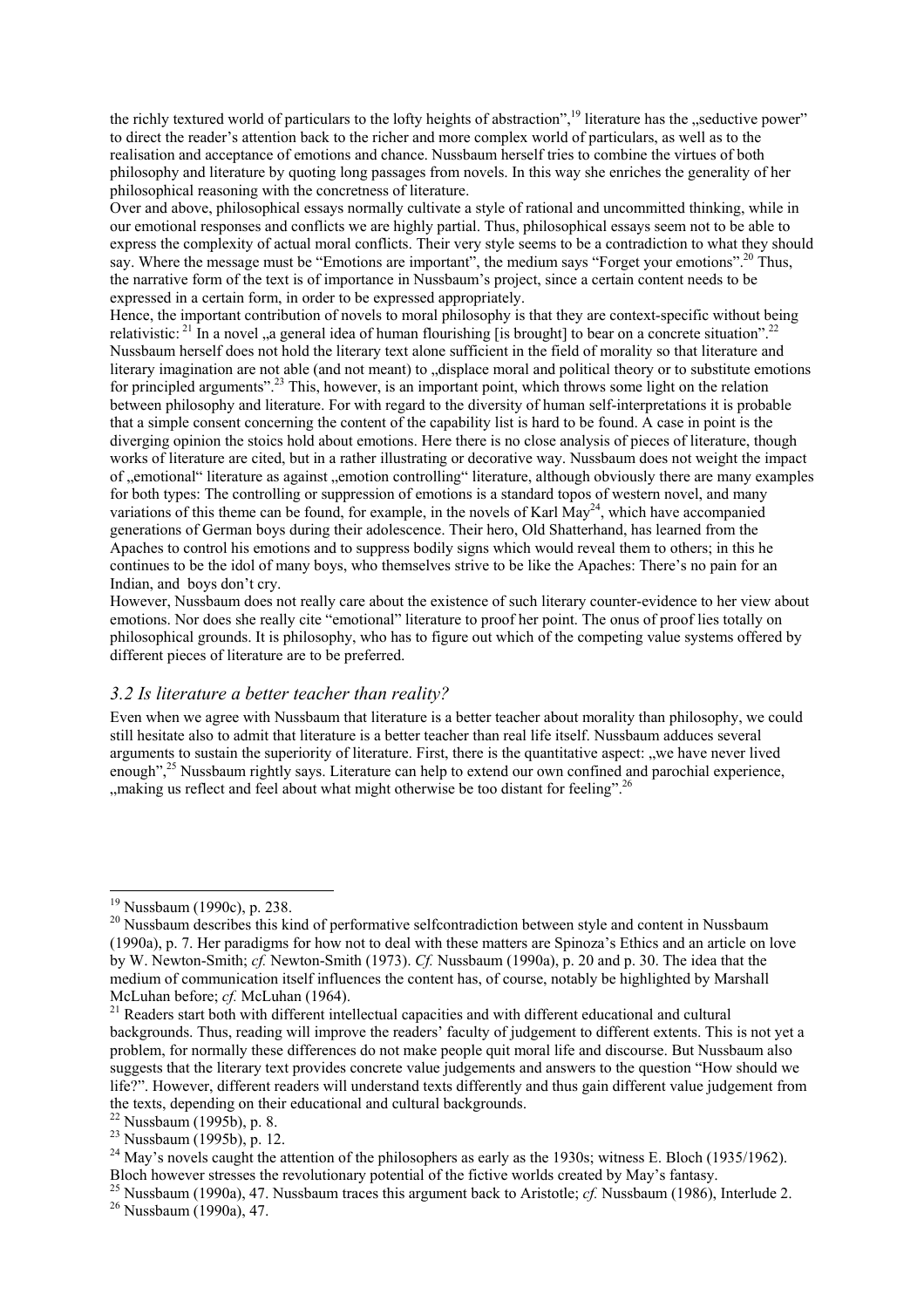the richly textured world of particulars to the lofty heights of abstraction",[19] literature has the „seductive power" to direct the reader's attention back to the richer and more complex world of particulars, as well as to the realisation and acceptance of emotions and chance. Nussbaum herself tries to combine the virtues of both philosophy and literature by quoting long passages from novels. In this way she enriches the generality of her philosophical reasoning with the concretness of literature.

Over and above, philosophical essays normally cultivate a style of rational and uncommitted thinking, while in our emotional responses and conflicts we are highly partial. Thus, philosophical essays seem not to be able to express the complexity of actual moral conflicts. Their very style seems to be a contradiction to what they should say. Where the message must be "Emotions are important", the medium says "Forget your emotions".[20] Thus, the narrative form of the text is of importance in Nussbaum's project, since a certain content needs to be expressed in a certain form, in order to be expressed appropriately.

Hence, the important contribution of novels to moral philosophy is that they are context-specific without being relativistic: [21] In a novel „a general idea of human flourishing [is brought] to bear on a concrete situation".[22] Nussbaum herself does not hold the literary text alone sufficient in the field of morality so that literature and literary imagination are not able (and not meant) to „displace moral and political theory or to substitute emotions for principled arguments".[23] This, however, is an important point, which throws some light on the relation between philosophy and literature. For with regard to the diversity of human self-interpretations it is probable that a simple consent concerning the content of the capability list is hard to be found. A case in point is the diverging opinion the stoics hold about emotions. Here there is no close analysis of pieces of literature, though works of literature are cited, but in a rather illustrating or decorative way. Nussbaum does not weight the impact of „emotional" literature as against „emotion controlling" literature, although obviously there are many examples for both types: The controlling or suppression of emotions is a standard topos of western novel, and many variations of this theme can be found, for example, in the novels of Karl May[24], which have accompanied generations of German boys during their adolescence. Their hero, Old Shatterhand, has learned from the Apaches to control his emotions and to suppress bodily signs which would reveal them to others; in this he continues to be the idol of many boys, who themselves strive to be like the Apaches: There's no pain for an Indian, and boys don't cry.

However, Nussbaum does not really care about the existence of such literary counter-evidence to her view about emotions. Nor does she really cite "emotional" literature to proof her point. The onus of proof lies totally on philosophical grounds. It is philosophy, who has to figure out which of the competing value systems offered by different pieces of literature are to be preferred.

### *3.2 Is literature a better teacher than reality?*

Even when we agree with Nussbaum that literature is a better teacher about morality than philosophy, we could still hesitate also to admit that literature is a better teacher than real life itself. Nussbaum adduces several arguments to sustain the superiority of literature. First, there is the quantitative aspect: „we have never lived enough",[25] Nussbaum rightly says. Literature can help to extend our own confined and parochial experience, „making us reflect and feel about what might otherwise be too distant for feeling".[26]

---

[19] Nussbaum (1990c), p. 238.

[20] Nussbaum describes this kind of performative selfcontradiction between style and content in Nussbaum (1990a), p. 7. Her paradigms for how not to deal with these matters are Spinoza's Ethics and an article on love by W. Newton-Smith; *cf.* Newton-Smith (1973). *Cf.* Nussbaum (1990a), p. 20 and p. 30. The idea that the medium of communication itself influences the content has, of course, notably be highlighted by Marshall McLuhan before; *cf.* McLuhan (1964).

[21] Readers start both with different intellectual capacities and with different educational and cultural backgrounds. Thus, reading will improve the readers' faculty of judgement to different extents. This is not yet a problem, for normally these differences do not make people quit moral life and discourse. But Nussbaum also suggests that the literary text provides concrete value judgements and answers to the question "How should we life?". However, different readers will understand texts differently and thus gain different value judgement from the texts, depending on their educational and cultural backgrounds.

[22] Nussbaum (1995b), p. 8.

[23] Nussbaum (1995b), p. 12.

[24] May's novels caught the attention of the philosophers as early as the 1930s; witness E. Bloch (1935/1962). Bloch however stresses the revolutionary potential of the fictive worlds created by May's fantasy.

[25] Nussbaum (1990a), 47. Nussbaum traces this argument back to Aristotle; *cf.* Nussbaum (1986), Interlude 2.

[26] Nussbaum (1990a), 47.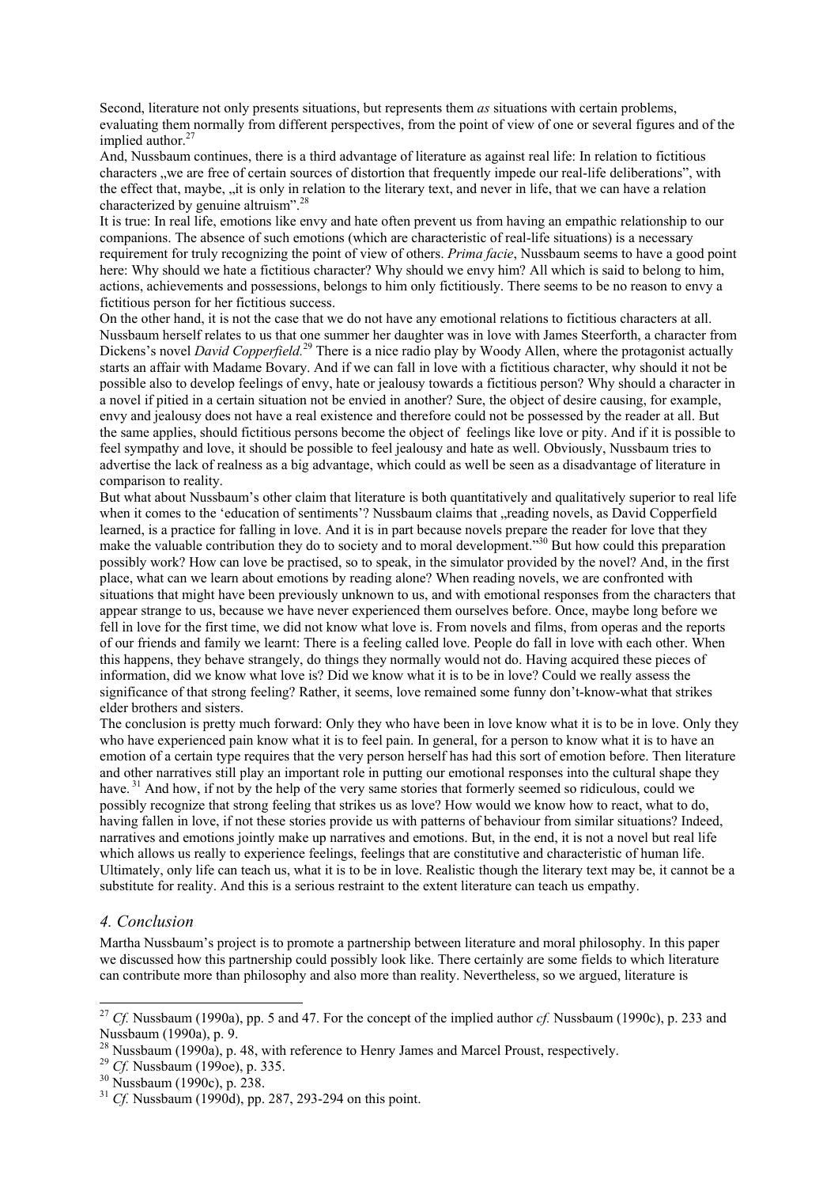Second, literature not only presents situations, but represents them *as* situations with certain problems, evaluating them normally from different perspectives, from the point of view of one or several figures and of the implied author.[27]

And, Nussbaum continues, there is a third advantage of literature as against real life: In relation to fictitious characters „we are free of certain sources of distortion that frequently impede our real-life deliberations", with the effect that, maybe, „it is only in relation to the literary text, and never in life, that we can have a relation characterized by genuine altruism".[28]

It is true: In real life, emotions like envy and hate often prevent us from having an empathic relationship to our companions. The absence of such emotions (which are characteristic of real-life situations) is a necessary requirement for truly recognizing the point of view of others. *Prima facie*, Nussbaum seems to have a good point here: Why should we hate a fictitious character? Why should we envy him? All which is said to belong to him, actions, achievements and possessions, belongs to him only fictitiously. There seems to be no reason to envy a fictitious person for her fictitious success.

On the other hand, it is not the case that we do not have any emotional relations to fictitious characters at all. Nussbaum herself relates to us that one summer her daughter was in love with James Steerforth, a character from Dickens's novel *David Copperfield*.[29] There is a nice radio play by Woody Allen, where the protagonist actually starts an affair with Madame Bovary. And if we can fall in love with a fictitious character, why should it not be possible also to develop feelings of envy, hate or jealousy towards a fictitious person? Why should a character in a novel if pitied in a certain situation not be envied in another? Sure, the object of desire causing, for example, envy and jealousy does not have a real existence and therefore could not be possessed by the reader at all. But the same applies, should fictitious persons become the object of feelings like love or pity. And if it is possible to feel sympathy and love, it should be possible to feel jealousy and hate as well. Obviously, Nussbaum tries to advertise the lack of realness as a big advantage, which could as well be seen as a disadvantage of literature in comparison to reality.

But what about Nussbaum's other claim that literature is both quantitatively and qualitatively superior to real life when it comes to the 'education of sentiments'? Nussbaum claims that „reading novels, as David Copperfield learned, is a practice for falling in love. And it is in part because novels prepare the reader for love that they make the valuable contribution they do to society and to moral development."[30] But how could this preparation possibly work? How can love be practised, so to speak, in the simulator provided by the novel? And, in the first place, what can we learn about emotions by reading alone? When reading novels, we are confronted with situations that might have been previously unknown to us, and with emotional responses from the characters that appear strange to us, because we have never experienced them ourselves before. Once, maybe long before we fell in love for the first time, we did not know what love is. From novels and films, from operas and the reports of our friends and family we learnt: There is a feeling called love. People do fall in love with each other. When this happens, they behave strangely, do things they normally would not do. Having acquired these pieces of information, did we know what love is? Did we know what it is to be in love? Could we really assess the significance of that strong feeling? Rather, it seems, love remained some funny don't-know-what that strikes elder brothers and sisters.

The conclusion is pretty much forward: Only they who have been in love know what it is to be in love. Only they who have experienced pain know what it is to feel pain. In general, for a person to know what it is to have an emotion of a certain type requires that the very person herself has had this sort of emotion before. Then literature and other narratives still play an important role in putting our emotional responses into the cultural shape they have.[31] And how, if not by the help of the very same stories that formerly seemed so ridiculous, could we possibly recognize that strong feeling that strikes us as love? How would we know how to react, what to do, having fallen in love, if not these stories provide us with patterns of behaviour from similar situations? Indeed, narratives and emotions jointly make up narratives and emotions. But, in the end, it is not a novel but real life which allows us really to experience feelings, feelings that are constitutive and characteristic of human life. Ultimately, only life can teach us, what it is to be in love. Realistic though the literary text may be, it cannot be a substitute for reality. And this is a serious restraint to the extent literature can teach us empathy.

## *4. Conclusion*

Martha Nussbaum's project is to promote a partnership between literature and moral philosophy. In this paper we discussed how this partnership could possibly look like. There certainly are some fields to which literature can contribute more than philosophy and also more than reality. Nevertheless, so we argued, literature is

---

[27] *Cf.* Nussbaum (1990a), pp. 5 and 47. For the concept of the implied author *cf.* Nussbaum (1990c), p. 233 and Nussbaum (1990a), p. 9.

[28] Nussbaum (1990a), p. 48, with reference to Henry James and Marcel Proust, respectively.

[29] *Cf.* Nussbaum (199oe), p. 335.

[30] Nussbaum (1990c), p. 238.

[31] *Cf.* Nussbaum (1990d), pp. 287, 293-294 on this point.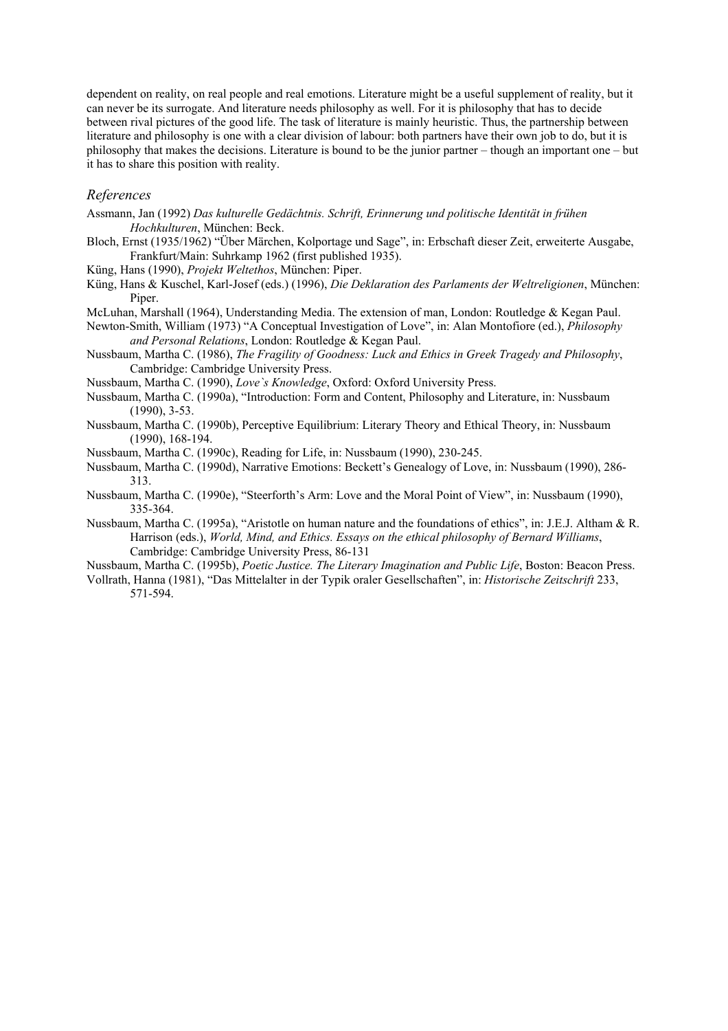dependent on reality, on real people and real emotions. Literature might be a useful supplement of reality, but it can never be its surrogate. And literature needs philosophy as well. For it is philosophy that has to decide between rival pictures of the good life. The task of literature is mainly heuristic. Thus, the partnership between literature and philosophy is one with a clear division of labour: both partners have their own job to do, but it is philosophy that makes the decisions. Literature is bound to be the junior partner – though an important one – but it has to share this position with reality.

## *References*

Assmann, Jan (1992) *Das kulturelle Gedächtnis. Schrift, Erinnerung und politische Identität in frühen Hochkulturen*, München: Beck.

Bloch, Ernst (1935/1962) "Über Märchen, Kolportage und Sage", in: Erbschaft dieser Zeit, erweiterte Ausgabe, Frankfurt/Main: Suhrkamp 1962 (first published 1935).

Küng, Hans (1990), *Projekt Weltethos*, München: Piper.

Küng, Hans & Kuschel, Karl-Josef (eds.) (1996), *Die Deklaration des Parlaments der Weltreligionen*, München: Piper.

McLuhan, Marshall (1964), Understanding Media. The extension of man, London: Routledge & Kegan Paul.

Newton-Smith, William (1973) "A Conceptual Investigation of Love", in: Alan Montofiore (ed.), *Philosophy and Personal Relations*, London: Routledge & Kegan Paul.

Nussbaum, Martha C. (1986), *The Fragility of Goodness: Luck and Ethics in Greek Tragedy and Philosophy*, Cambridge: Cambridge University Press.

Nussbaum, Martha C. (1990), *Love`s Knowledge*, Oxford: Oxford University Press.

Nussbaum, Martha C. (1990a), "Introduction: Form and Content, Philosophy and Literature, in: Nussbaum (1990), 3-53.

Nussbaum, Martha C. (1990b), Perceptive Equilibrium: Literary Theory and Ethical Theory, in: Nussbaum (1990), 168-194.

Nussbaum, Martha C. (1990c), Reading for Life, in: Nussbaum (1990), 230-245.

Nussbaum, Martha C. (1990d), Narrative Emotions: Beckett's Genealogy of Love, in: Nussbaum (1990), 286-313.

Nussbaum, Martha C. (1990e), "Steerforth's Arm: Love and the Moral Point of View", in: Nussbaum (1990), 335-364.

Nussbaum, Martha C. (1995a), "Aristotle on human nature and the foundations of ethics", in: J.E.J. Altham & R. Harrison (eds.), *World, Mind, and Ethics. Essays on the ethical philosophy of Bernard Williams*, Cambridge: Cambridge University Press, 86-131

Nussbaum, Martha C. (1995b), *Poetic Justice. The Literary Imagination and Public Life*, Boston: Beacon Press.

Vollrath, Hanna (1981), "Das Mittelalter in der Typik oraler Gesellschaften", in: *Historische Zeitschrift* 233, 571-594.